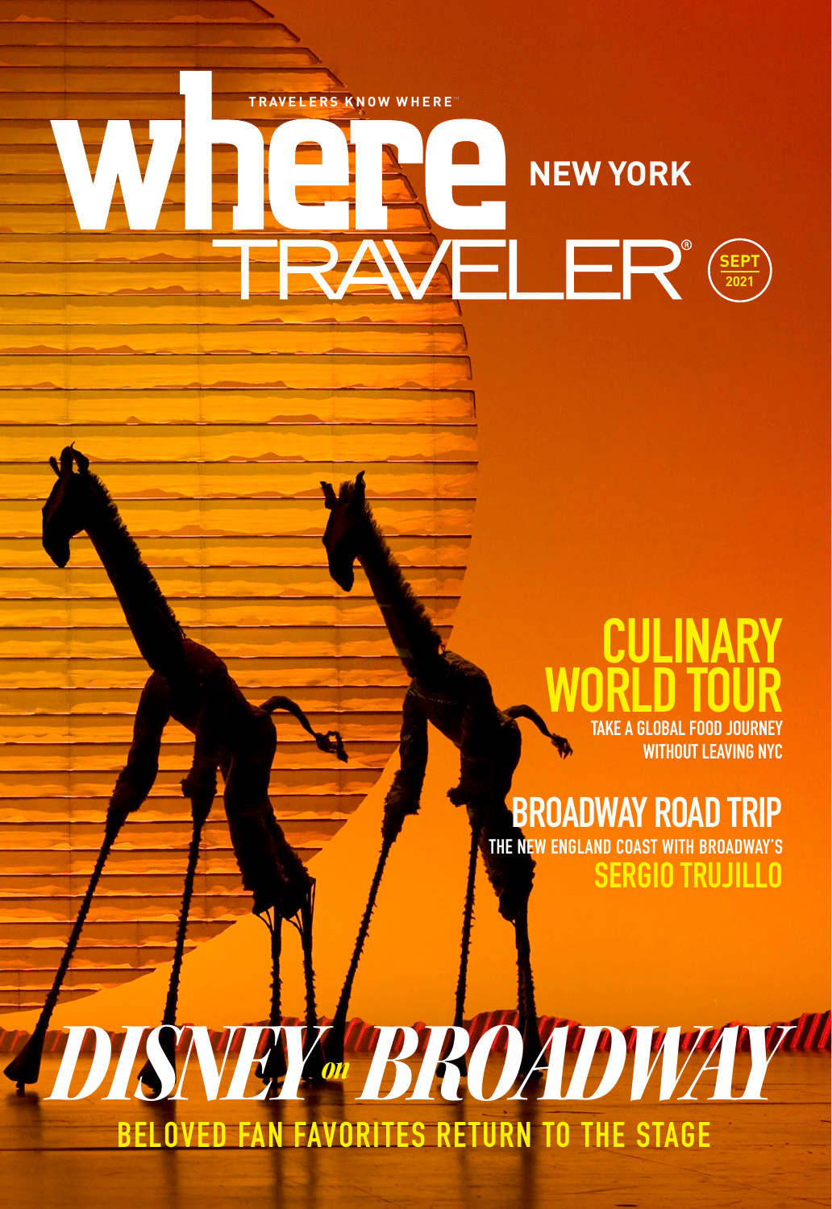TRAVELERS KNOW WHERE™

# where TRAVELER® NEW YORK

SEPT 2021

## CULINARY WORLD TOUR

TAKE A GLOBAL FOOD JOURNEY WITHOUT LEAVING NYC

## BROADWAY ROAD TRIP

THE NEW ENGLAND COAST WITH BROADWAY'S SERGIO TRUJILLO

# *DISNEY on BROADWAY*

BELOVED FAN FAVORITES RETURN TO THE STAGE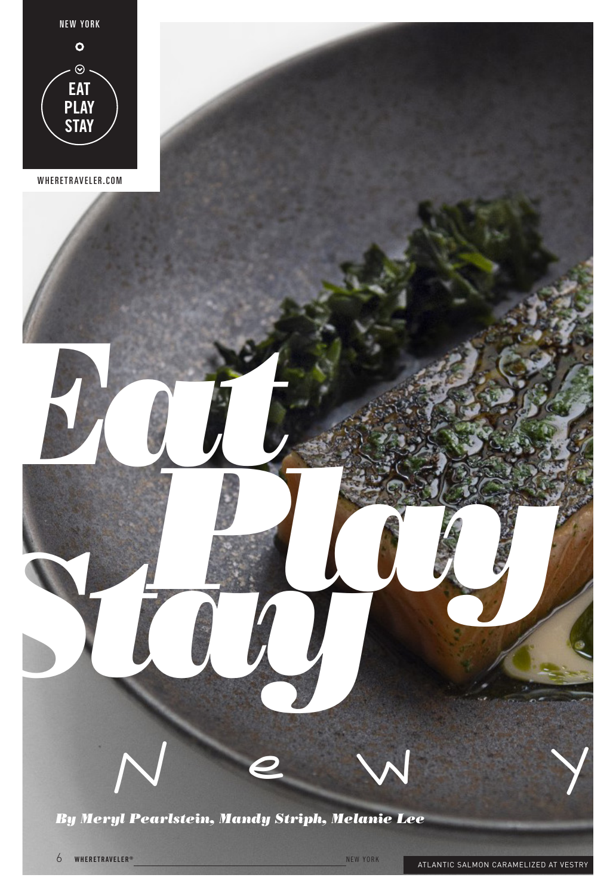NEW YORK

EAT PLAY STAY

WHERETRAVELER.COM

# Eat Play Stay

N e w Y

*By Meryl Pearlstein, Mandy Striph, Melanie Lee*

ATLANTIC SALMON CARAMELIZED AT VESTRY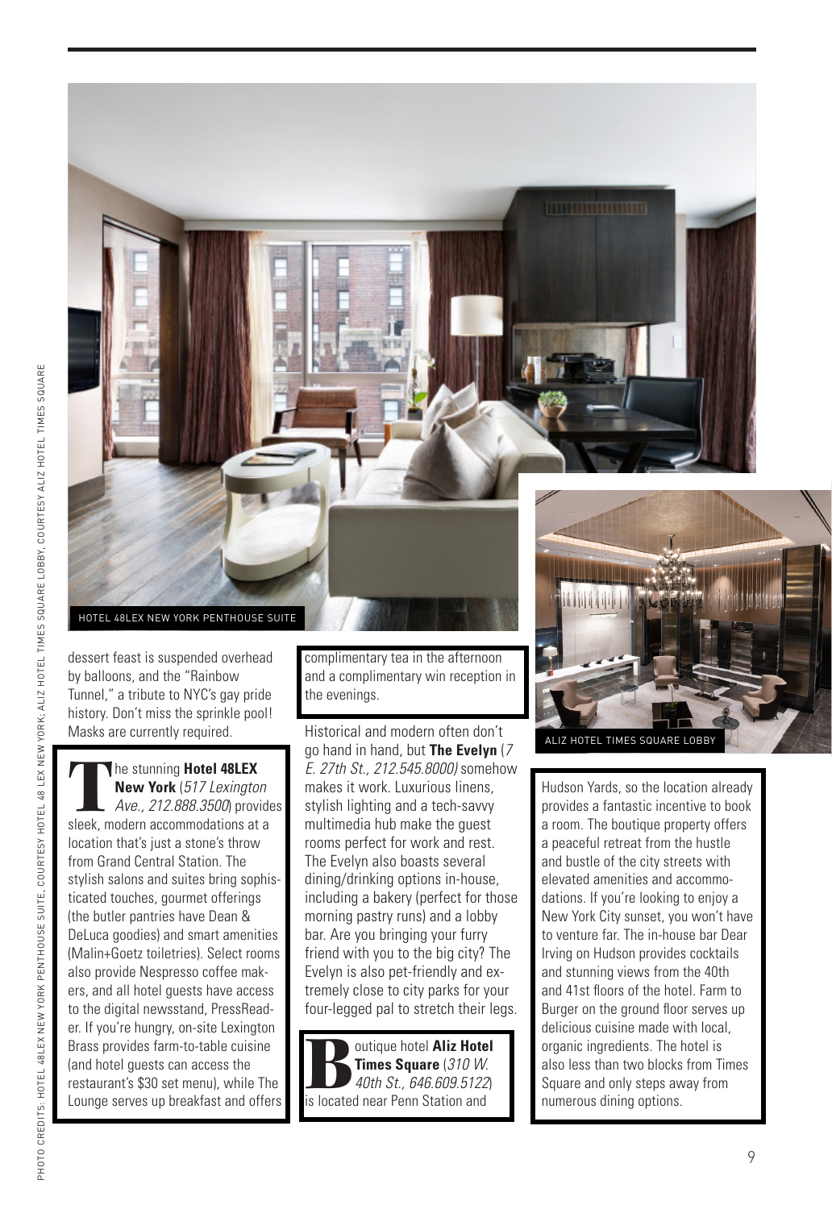HOTEL 48LEX NEW YORK PENTHOUSE SUITE

ALIZ HOTEL TIMES SQUARE LOBBY

dessert feast is suspended overhead by balloons, and the "Rainbow Tunnel," a tribute to NYC's gay pride history. Don't miss the sprinkle pool! Masks are currently required.

The stunning **Hotel 48LEX New York** (*517 Lexington Ave., 212.888.3500*) provides sleek, modern accommodations at a location that's just a stone's throw from Grand Central Station. The stylish salons and suites bring sophisticated touches, gourmet offerings (the butler pantries have Dean & DeLuca goodies) and smart amenities (Malin+Goetz toiletries). Select rooms also provide Nespresso coffee makers, and all hotel guests have access to the digital newsstand, PressReader. If you're hungry, on-site Lexington Brass provides farm-to-table cuisine (and hotel guests can access the restaurant's $30 set menu), while The Lounge serves up breakfast and offers complimentary tea in the afternoon and a complimentary win reception in the evenings.

Historical and modern often don't go hand in hand, but **The Evelyn** (*7 E. 27th St., 212.545.8000)* somehow makes it work. Luxurious linens, stylish lighting and a tech-savvy multimedia hub make the guest rooms perfect for work and rest. The Evelyn also boasts several dining/drinking options in-house, including a bakery (perfect for those morning pastry runs) and a lobby bar. Are you bringing your furry friend with you to the big city? The Evelyn is also pet-friendly and extremely close to city parks for your four-legged pal to stretch their legs.

Boutique hotel **Aliz Hotel Times Square** (*310 W. 40th St., 646.609.5122*) is located near Penn Station and Hudson Yards, so the location already provides a fantastic incentive to book a room. The boutique property offers a peaceful retreat from the hustle and bustle of the city streets with elevated amenities and accommodations. If you're looking to enjoy a New York City sunset, you won't have to venture far. The in-house bar Dear Irving on Hudson provides cocktails and stunning views from the 40th and 41st floors of the hotel. Farm to Burger on the ground floor serves up delicious cuisine made with local, organic ingredients. The hotel is also less than two blocks from Times Square and only steps away from numerous dining options.

PHOTO CREDITS: HOTEL 48LEX NEW YORK PENTHOUSE SUITE, COURTESY HOTEL 48 LEX NEW YORK; ALIZ HOTEL TIMES SQUARE LOBBY, COURTESY ALIZ HOTEL TIMES SQUARE